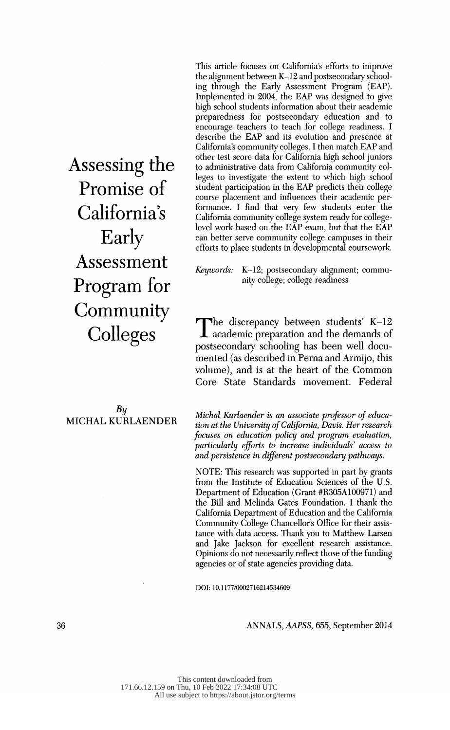# Assessing the Promise of California's Early Assessment Program for Community Colleges

*By*
MICHAL KURLAENDER

This article focuses on California's efforts to improve the alignment between K–12 and postsecondary schooling through the Early Assessment Program (EAP). Implemented in 2004, the EAP was designed to give high school students information about their academic preparedness for postsecondary education and to encourage teachers to teach for college readiness. I describe the EAP and its evolution and presence at California's community colleges. I then match EAP and other test score data for California high school juniors to administrative data from California community colleges to investigate the extent to which high school student participation in the EAP predicts their college course placement and influences their academic performance. I find that very few students enter the California community college system ready for college-level work based on the EAP exam, but that the EAP can better serve community college campuses in their efforts to place students in developmental coursework.

*Keywords:* K–12; postsecondary alignment; community college; college readiness

The discrepancy between students' K–12 academic preparation and the demands of postsecondary schooling has been well documented (as described in Perna and Armijo, this volume), and is at the heart of the Common Core State Standards movement. Federal

*Michal Kurlaender is an associate professor of education at the University of California, Davis. Her research focuses on education policy and program evaluation, particularly efforts to increase individuals' access to and persistence in different postsecondary pathways.*

NOTE: This research was supported in part by grants from the Institute of Education Sciences of the U.S. Department of Education (Grant #R305A100971) and the Bill and Melinda Gates Foundation. I thank the California Department of Education and the California Community College Chancellor's Office for their assistance with data access. Thank you to Matthew Larsen and Jake Jackson for excellent research assistance. Opinions do not necessarily reflect those of the funding agencies or of state agencies providing data.

DOI: 10.1177/0002716214534609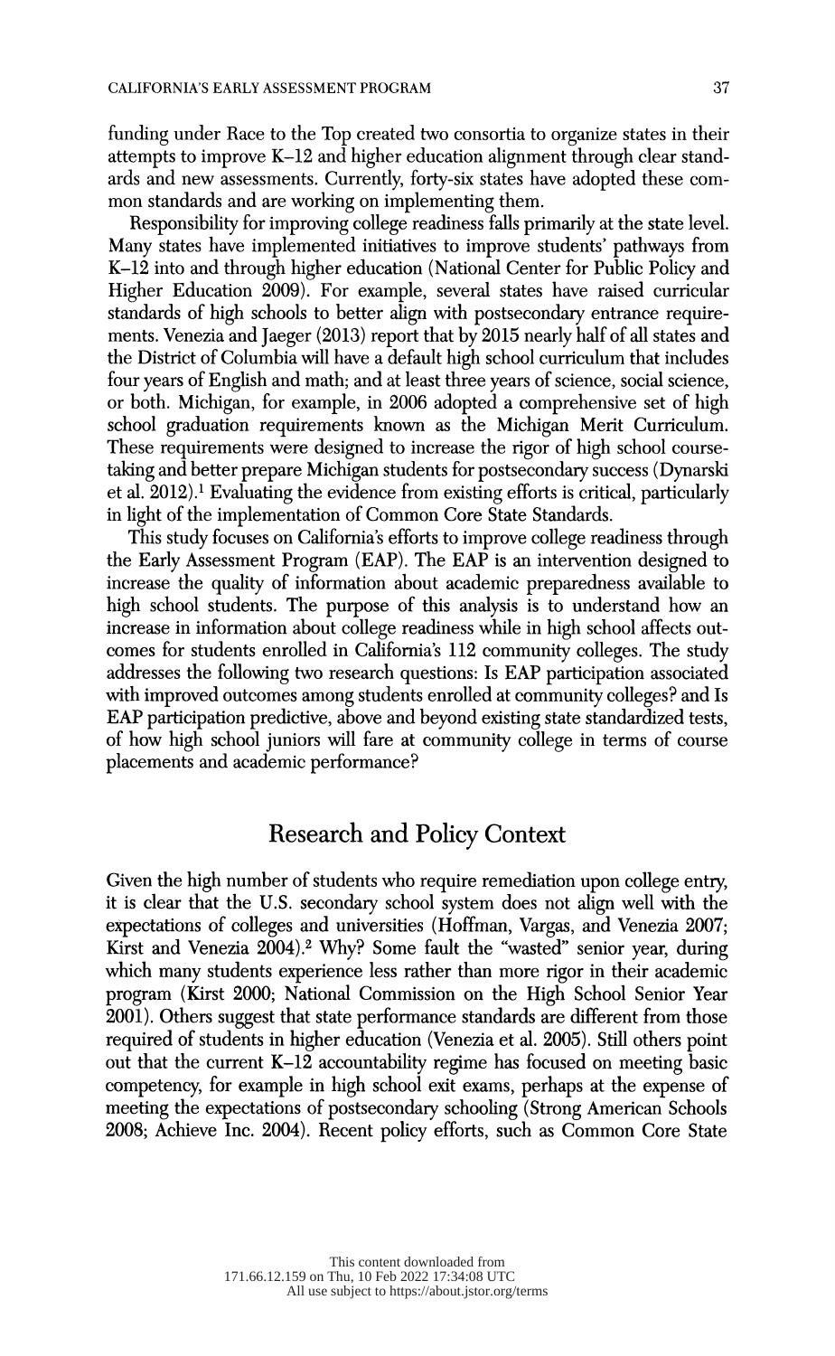funding under Race to the Top created two consortia to organize states in their attempts to improve K–12 and higher education alignment through clear standards and new assessments. Currently, forty-six states have adopted these common standards and are working on implementing them.

Responsibility for improving college readiness falls primarily at the state level. Many states have implemented initiatives to improve students' pathways from K–12 into and through higher education (National Center for Public Policy and Higher Education 2009). For example, several states have raised curricular standards of high schools to better align with postsecondary entrance requirements. Venezia and Jaeger (2013) report that by 2015 nearly half of all states and the District of Columbia will have a default high school curriculum that includes four years of English and math; and at least three years of science, social science, or both. Michigan, for example, in 2006 adopted a comprehensive set of high school graduation requirements known as the Michigan Merit Curriculum. These requirements were designed to increase the rigor of high school course-taking and better prepare Michigan students for postsecondary success (Dynarski et al. 2012).[1] Evaluating the evidence from existing efforts is critical, particularly in light of the implementation of Common Core State Standards.

This study focuses on California's efforts to improve college readiness through the Early Assessment Program (EAP). The EAP is an intervention designed to increase the quality of information about academic preparedness available to high school students. The purpose of this analysis is to understand how an increase in information about college readiness while in high school affects outcomes for students enrolled in California's 112 community colleges. The study addresses the following two research questions: Is EAP participation associated with improved outcomes among students enrolled at community colleges? and Is EAP participation predictive, above and beyond existing state standardized tests, of how high school juniors will fare at community college in terms of course placements and academic performance?

## Research and Policy Context

Given the high number of students who require remediation upon college entry, it is clear that the U.S. secondary school system does not align well with the expectations of colleges and universities (Hoffman, Vargas, and Venezia 2007; Kirst and Venezia 2004).[2] Why? Some fault the "wasted" senior year, during which many students experience less rather than more rigor in their academic program (Kirst 2000; National Commission on the High School Senior Year 2001). Others suggest that state performance standards are different from those required of students in higher education (Venezia et al. 2005). Still others point out that the current K–12 accountability regime has focused on meeting basic competency, for example in high school exit exams, perhaps at the expense of meeting the expectations of postsecondary schooling (Strong American Schools 2008; Achieve Inc. 2004). Recent policy efforts, such as Common Core State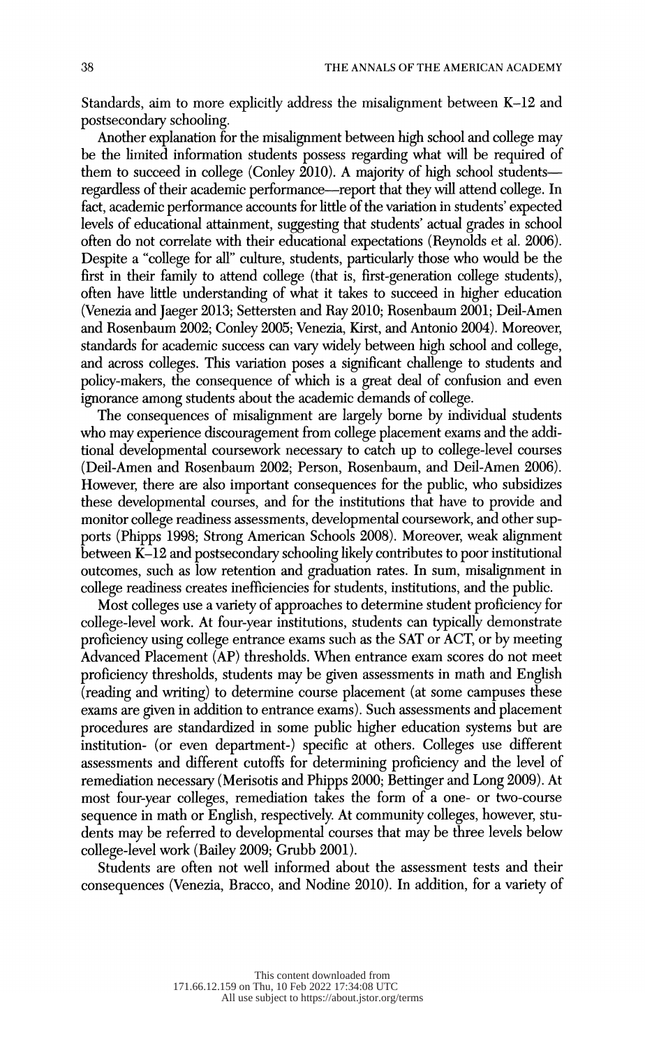Standards, aim to more explicitly address the misalignment between K–12 and postsecondary schooling.

Another explanation for the misalignment between high school and college may be the limited information students possess regarding what will be required of them to succeed in college (Conley 2010). A majority of high school students—regardless of their academic performance—report that they will attend college. In fact, academic performance accounts for little of the variation in students' expected levels of educational attainment, suggesting that students' actual grades in school often do not correlate with their educational expectations (Reynolds et al. 2006). Despite a "college for all" culture, students, particularly those who would be the first in their family to attend college (that is, first-generation college students), often have little understanding of what it takes to succeed in higher education (Venezia and Jaeger 2013; Settersten and Ray 2010; Rosenbaum 2001; Deil-Amen and Rosenbaum 2002; Conley 2005; Venezia, Kirst, and Antonio 2004). Moreover, standards for academic success can vary widely between high school and college, and across colleges. This variation poses a significant challenge to students and policy-makers, the consequence of which is a great deal of confusion and even ignorance among students about the academic demands of college.

The consequences of misalignment are largely borne by individual students who may experience discouragement from college placement exams and the additional developmental coursework necessary to catch up to college-level courses (Deil-Amen and Rosenbaum 2002; Person, Rosenbaum, and Deil-Amen 2006). However, there are also important consequences for the public, who subsidizes these developmental courses, and for the institutions that have to provide and monitor college readiness assessments, developmental coursework, and other supports (Phipps 1998; Strong American Schools 2008). Moreover, weak alignment between K–12 and postsecondary schooling likely contributes to poor institutional outcomes, such as low retention and graduation rates. In sum, misalignment in college readiness creates inefficiencies for students, institutions, and the public.

Most colleges use a variety of approaches to determine student proficiency for college-level work. At four-year institutions, students can typically demonstrate proficiency using college entrance exams such as the SAT or ACT, or by meeting Advanced Placement (AP) thresholds. When entrance exam scores do not meet proficiency thresholds, students may be given assessments in math and English (reading and writing) to determine course placement (at some campuses these exams are given in addition to entrance exams). Such assessments and placement procedures are standardized in some public higher education systems but are institution- (or even department-) specific at others. Colleges use different assessments and different cutoffs for determining proficiency and the level of remediation necessary (Merisotis and Phipps 2000; Bettinger and Long 2009). At most four-year colleges, remediation takes the form of a one- or two-course sequence in math or English, respectively. At community colleges, however, students may be referred to developmental courses that may be three levels below college-level work (Bailey 2009; Grubb 2001).

Students are often not well informed about the assessment tests and their consequences (Venezia, Bracco, and Nodine 2010). In addition, for a variety of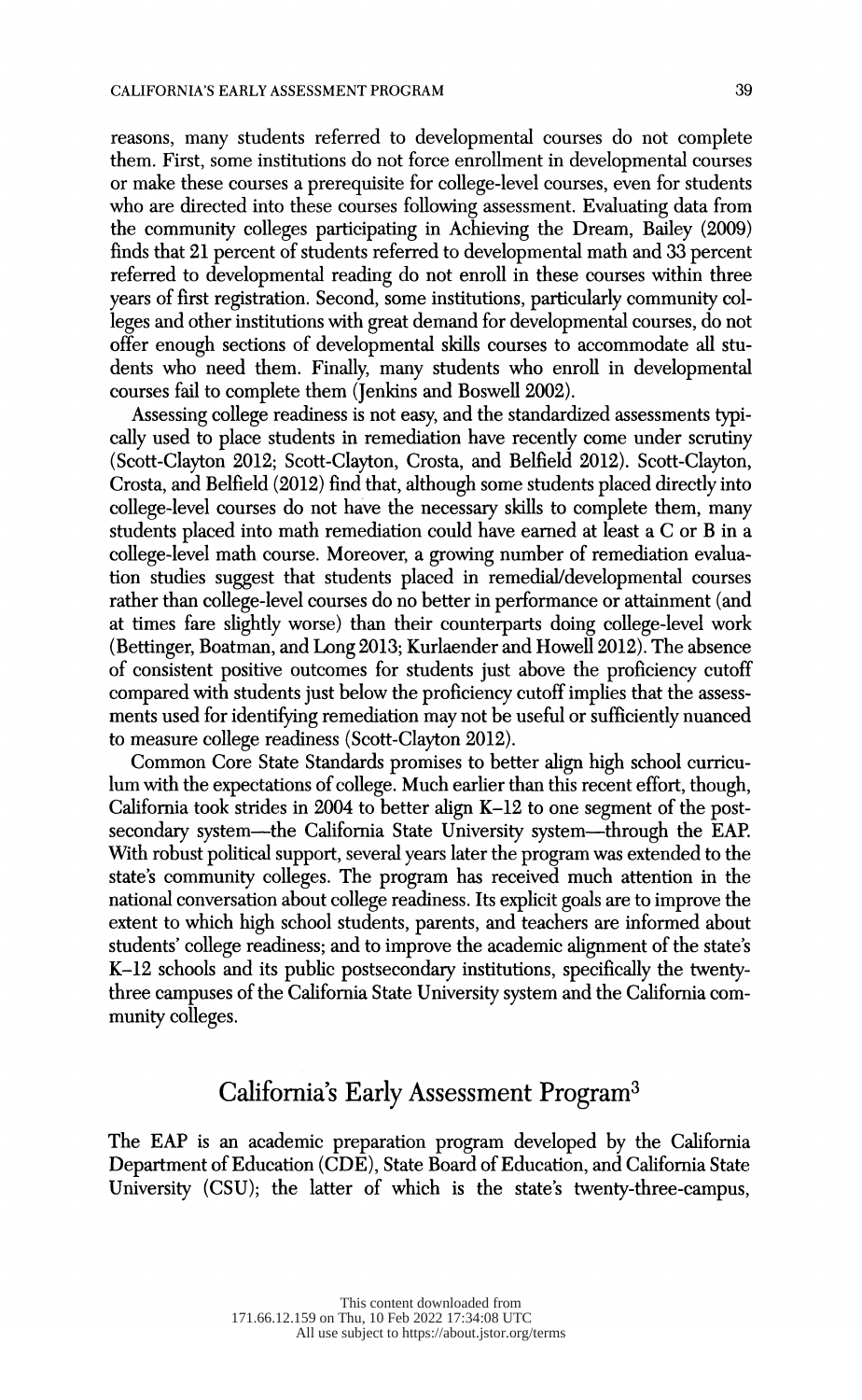reasons, many students referred to developmental courses do not complete them. First, some institutions do not force enrollment in developmental courses or make these courses a prerequisite for college-level courses, even for students who are directed into these courses following assessment. Evaluating data from the community colleges participating in Achieving the Dream, Bailey (2009) finds that 21 percent of students referred to developmental math and 33 percent referred to developmental reading do not enroll in these courses within three years of first registration. Second, some institutions, particularly community colleges and other institutions with great demand for developmental courses, do not offer enough sections of developmental skills courses to accommodate all students who need them. Finally, many students who enroll in developmental courses fail to complete them (Jenkins and Boswell 2002).

Assessing college readiness is not easy, and the standardized assessments typically used to place students in remediation have recently come under scrutiny (Scott-Clayton 2012; Scott-Clayton, Crosta, and Belfield 2012). Scott-Clayton, Crosta, and Belfield (2012) find that, although some students placed directly into college-level courses do not have the necessary skills to complete them, many students placed into math remediation could have earned at least a C or B in a college-level math course. Moreover, a growing number of remediation evaluation studies suggest that students placed in remedial/developmental courses rather than college-level courses do no better in performance or attainment (and at times fare slightly worse) than their counterparts doing college-level work (Bettinger, Boatman, and Long 2013; Kurlaender and Howell 2012). The absence of consistent positive outcomes for students just above the proficiency cutoff compared with students just below the proficiency cutoff implies that the assessments used for identifying remediation may not be useful or sufficiently nuanced to measure college readiness (Scott-Clayton 2012).

Common Core State Standards promises to better align high school curriculum with the expectations of college. Much earlier than this recent effort, though, California took strides in 2004 to better align K–12 to one segment of the postsecondary system—the California State University system—through the EAP. With robust political support, several years later the program was extended to the state's community colleges. The program has received much attention in the national conversation about college readiness. Its explicit goals are to improve the extent to which high school students, parents, and teachers are informed about students' college readiness; and to improve the academic alignment of the state's K–12 schools and its public postsecondary institutions, specifically the twenty-three campuses of the California State University system and the California community colleges.

## California's Early Assessment Program[3]

The EAP is an academic preparation program developed by the California Department of Education (CDE), State Board of Education, and California State University (CSU); the latter of which is the state's twenty-three-campus,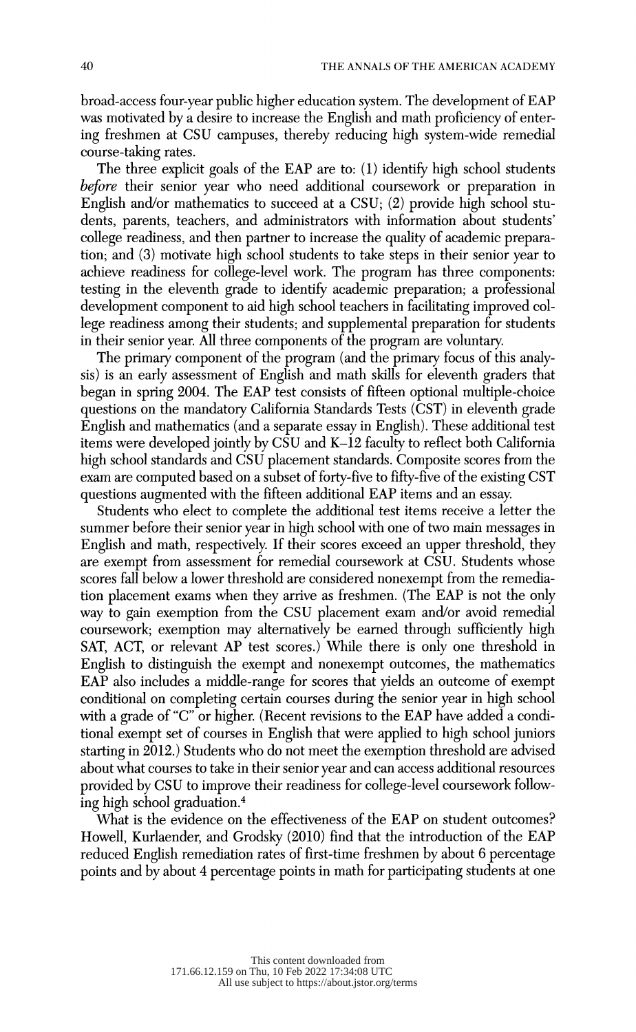broad-access four-year public higher education system. The development of EAP was motivated by a desire to increase the English and math proficiency of entering freshmen at CSU campuses, thereby reducing high system-wide remedial course-taking rates.

The three explicit goals of the EAP are to: (1) identify high school students *before* their senior year who need additional coursework or preparation in English and/or mathematics to succeed at a CSU; (2) provide high school students, parents, teachers, and administrators with information about students' college readiness, and then partner to increase the quality of academic preparation; and (3) motivate high school students to take steps in their senior year to achieve readiness for college-level work. The program has three components: testing in the eleventh grade to identify academic preparation; a professional development component to aid high school teachers in facilitating improved college readiness among their students; and supplemental preparation for students in their senior year. All three components of the program are voluntary.

The primary component of the program (and the primary focus of this analysis) is an early assessment of English and math skills for eleventh graders that began in spring 2004. The EAP test consists of fifteen optional multiple-choice questions on the mandatory California Standards Tests (CST) in eleventh grade English and mathematics (and a separate essay in English). These additional test items were developed jointly by CSU and K–12 faculty to reflect both California high school standards and CSU placement standards. Composite scores from the exam are computed based on a subset of forty-five to fifty-five of the existing CST questions augmented with the fifteen additional EAP items and an essay.

Students who elect to complete the additional test items receive a letter the summer before their senior year in high school with one of two main messages in English and math, respectively. If their scores exceed an upper threshold, they are exempt from assessment for remedial coursework at CSU. Students whose scores fall below a lower threshold are considered nonexempt from the remediation placement exams when they arrive as freshmen. (The EAP is not the only way to gain exemption from the CSU placement exam and/or avoid remedial coursework; exemption may alternatively be earned through sufficiently high SAT, ACT, or relevant AP test scores.) While there is only one threshold in English to distinguish the exempt and nonexempt outcomes, the mathematics EAP also includes a middle-range for scores that yields an outcome of exempt conditional on completing certain courses during the senior year in high school with a grade of "C" or higher. (Recent revisions to the EAP have added a conditional exempt set of courses in English that were applied to high school juniors starting in 2012.) Students who do not meet the exemption threshold are advised about what courses to take in their senior year and can access additional resources provided by CSU to improve their readiness for college-level coursework following high school graduation.[4]

What is the evidence on the effectiveness of the EAP on student outcomes? Howell, Kurlaender, and Grodsky (2010) find that the introduction of the EAP reduced English remediation rates of first-time freshmen by about 6 percentage points and by about 4 percentage points in math for participating students at one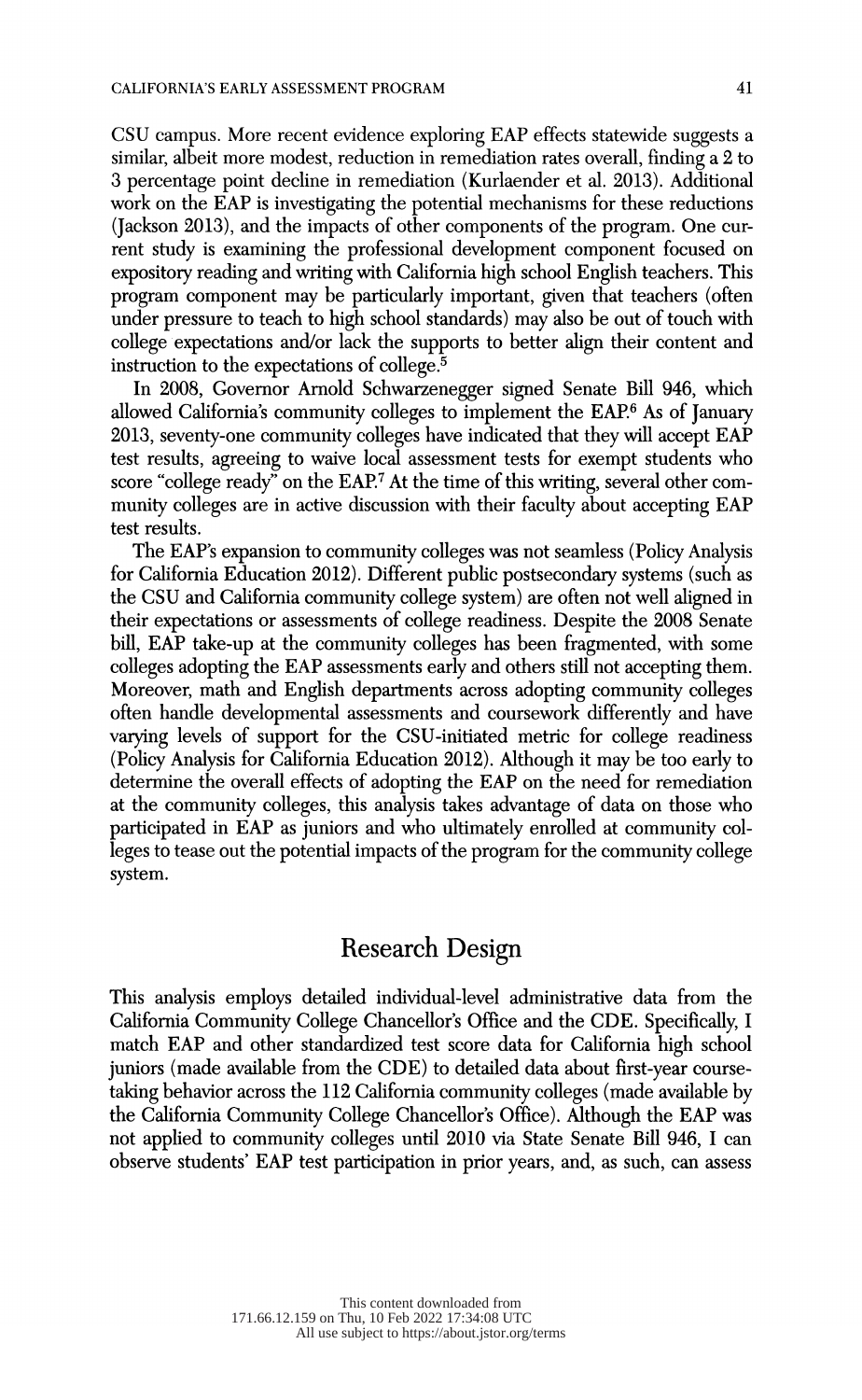CSU campus. More recent evidence exploring EAP effects statewide suggests a similar, albeit more modest, reduction in remediation rates overall, finding a 2 to 3 percentage point decline in remediation (Kurlaender et al. 2013). Additional work on the EAP is investigating the potential mechanisms for these reductions (Jackson 2013), and the impacts of other components of the program. One current study is examining the professional development component focused on expository reading and writing with California high school English teachers. This program component may be particularly important, given that teachers (often under pressure to teach to high school standards) may also be out of touch with college expectations and/or lack the supports to better align their content and instruction to the expectations of college.[5]

In 2008, Governor Arnold Schwarzenegger signed Senate Bill 946, which allowed California's community colleges to implement the EAP.[6] As of January 2013, seventy-one community colleges have indicated that they will accept EAP test results, agreeing to waive local assessment tests for exempt students who score "college ready" on the EAP.[7] At the time of this writing, several other community colleges are in active discussion with their faculty about accepting EAP test results.

The EAP's expansion to community colleges was not seamless (Policy Analysis for California Education 2012). Different public postsecondary systems (such as the CSU and California community college system) are often not well aligned in their expectations or assessments of college readiness. Despite the 2008 Senate bill, EAP take-up at the community colleges has been fragmented, with some colleges adopting the EAP assessments early and others still not accepting them. Moreover, math and English departments across adopting community colleges often handle developmental assessments and coursework differently and have varying levels of support for the CSU-initiated metric for college readiness (Policy Analysis for California Education 2012). Although it may be too early to determine the overall effects of adopting the EAP on the need for remediation at the community colleges, this analysis takes advantage of data on those who participated in EAP as juniors and who ultimately enrolled at community colleges to tease out the potential impacts of the program for the community college system.

## Research Design

This analysis employs detailed individual-level administrative data from the California Community College Chancellor's Office and the CDE. Specifically, I match EAP and other standardized test score data for California high school juniors (made available from the CDE) to detailed data about first-year course-taking behavior across the 112 California community colleges (made available by the California Community College Chancellor's Office). Although the EAP was not applied to community colleges until 2010 via State Senate Bill 946, I can observe students' EAP test participation in prior years, and, as such, can assess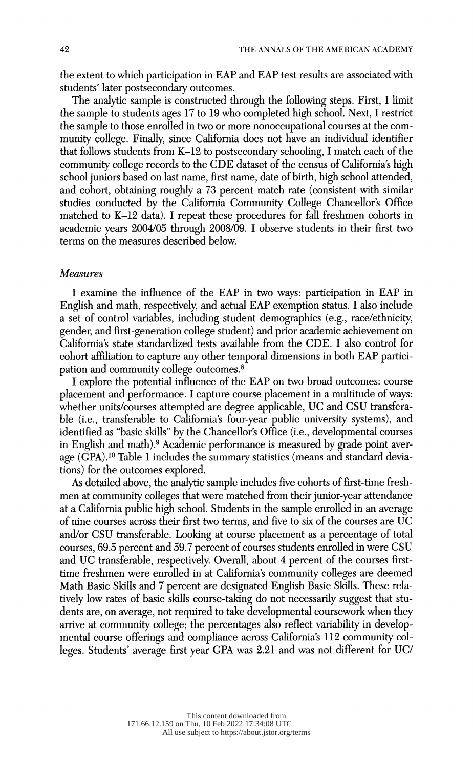the extent to which participation in EAP and EAP test results are associated with students' later postsecondary outcomes.

The analytic sample is constructed through the following steps. First, I limit the sample to students ages 17 to 19 who completed high school. Next, I restrict the sample to those enrolled in two or more nonoccupational courses at the community college. Finally, since California does not have an individual identifier that follows students from K–12 to postsecondary schooling, I match each of the community college records to the CDE dataset of the census of California's high school juniors based on last name, first name, date of birth, high school attended, and cohort, obtaining roughly a 73 percent match rate (consistent with similar studies conducted by the California Community College Chancellor's Office matched to K–12 data). I repeat these procedures for fall freshmen cohorts in academic years 2004/05 through 2008/09. I observe students in their first two terms on the measures described below.

### *Measures*

I examine the influence of the EAP in two ways: participation in EAP in English and math, respectively, and actual EAP exemption status. I also include a set of control variables, including student demographics (e.g., race/ethnicity, gender, and first-generation college student) and prior academic achievement on California's state standardized tests available from the CDE. I also control for cohort affiliation to capture any other temporal dimensions in both EAP participation and community college outcomes.[8]

I explore the potential influence of the EAP on two broad outcomes: course placement and performance. I capture course placement in a multitude of ways: whether units/courses attempted are degree applicable, UC and CSU transferable (i.e., transferable to California's four-year public university systems), and identified as "basic skills" by the Chancellor's Office (i.e., developmental courses in English and math).[9] Academic performance is measured by grade point average (GPA).[10] Table 1 includes the summary statistics (means and standard deviations) for the outcomes explored.

As detailed above, the analytic sample includes five cohorts of first-time freshmen at community colleges that were matched from their junior-year attendance at a California public high school. Students in the sample enrolled in an average of nine courses across their first two terms, and five to six of the courses are UC and/or CSU transferable. Looking at course placement as a percentage of total courses, 69.5 percent and 59.7 percent of courses students enrolled in were CSU and UC transferable, respectively. Overall, about 4 percent of the courses first-time freshmen were enrolled in at California's community colleges are deemed Math Basic Skills and 7 percent are designated English Basic Skills. These relatively low rates of basic skills course-taking do not necessarily suggest that students are, on average, not required to take developmental coursework when they arrive at community college; the percentages also reflect variability in developmental course offerings and compliance across California's 112 community colleges. Students' average first year GPA was 2.21 and was not different for UC/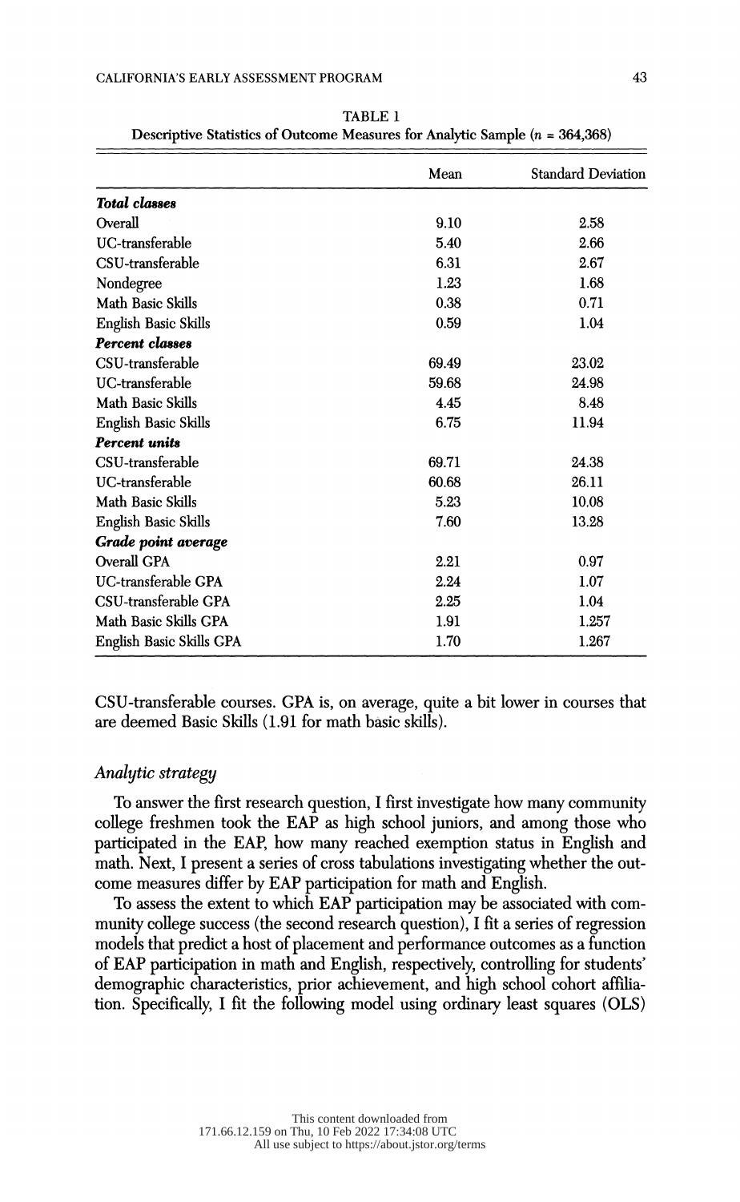TABLE 1
Descriptive Statistics of Outcome Measures for Analytic Sample ($n$ = 364,368)

| | Mean | Standard Deviation |
|---|---|---|
| ***Total classes*** | | |
| Overall | 9.10 | 2.58 |
| UC-transferable | 5.40 | 2.66 |
| CSU-transferable | 6.31 | 2.67 |
| Nondegree | 1.23 | 1.68 |
| Math Basic Skills | 0.38 | 0.71 |
| English Basic Skills | 0.59 | 1.04 |
| ***Percent classes*** | | |
| CSU-transferable | 69.49 | 23.02 |
| UC-transferable | 59.68 | 24.98 |
| Math Basic Skills | 4.45 | 8.48 |
| English Basic Skills | 6.75 | 11.94 |
| ***Percent units*** | | |
| CSU-transferable | 69.71 | 24.38 |
| UC-transferable | 60.68 | 26.11 |
| Math Basic Skills | 5.23 | 10.08 |
| English Basic Skills | 7.60 | 13.28 |
| ***Grade point average*** | | |
| Overall GPA | 2.21 | 0.97 |
| UC-transferable GPA | 2.24 | 1.07 |
| CSU-transferable GPA | 2.25 | 1.04 |
| Math Basic Skills GPA | 1.91 | 1.257 |
| English Basic Skills GPA | 1.70 | 1.267 |

CSU-transferable courses. GPA is, on average, quite a bit lower in courses that are deemed Basic Skills (1.91 for math basic skills).

### *Analytic strategy*

To answer the first research question, I first investigate how many community college freshmen took the EAP as high school juniors, and among those who participated in the EAP, how many reached exemption status in English and math. Next, I present a series of cross tabulations investigating whether the outcome measures differ by EAP participation for math and English.

To assess the extent to which EAP participation may be associated with community college success (the second research question), I fit a series of regression models that predict a host of placement and performance outcomes as a function of EAP participation in math and English, respectively, controlling for students' demographic characteristics, prior achievement, and high school cohort affiliation. Specifically, I fit the following model using ordinary least squares (OLS)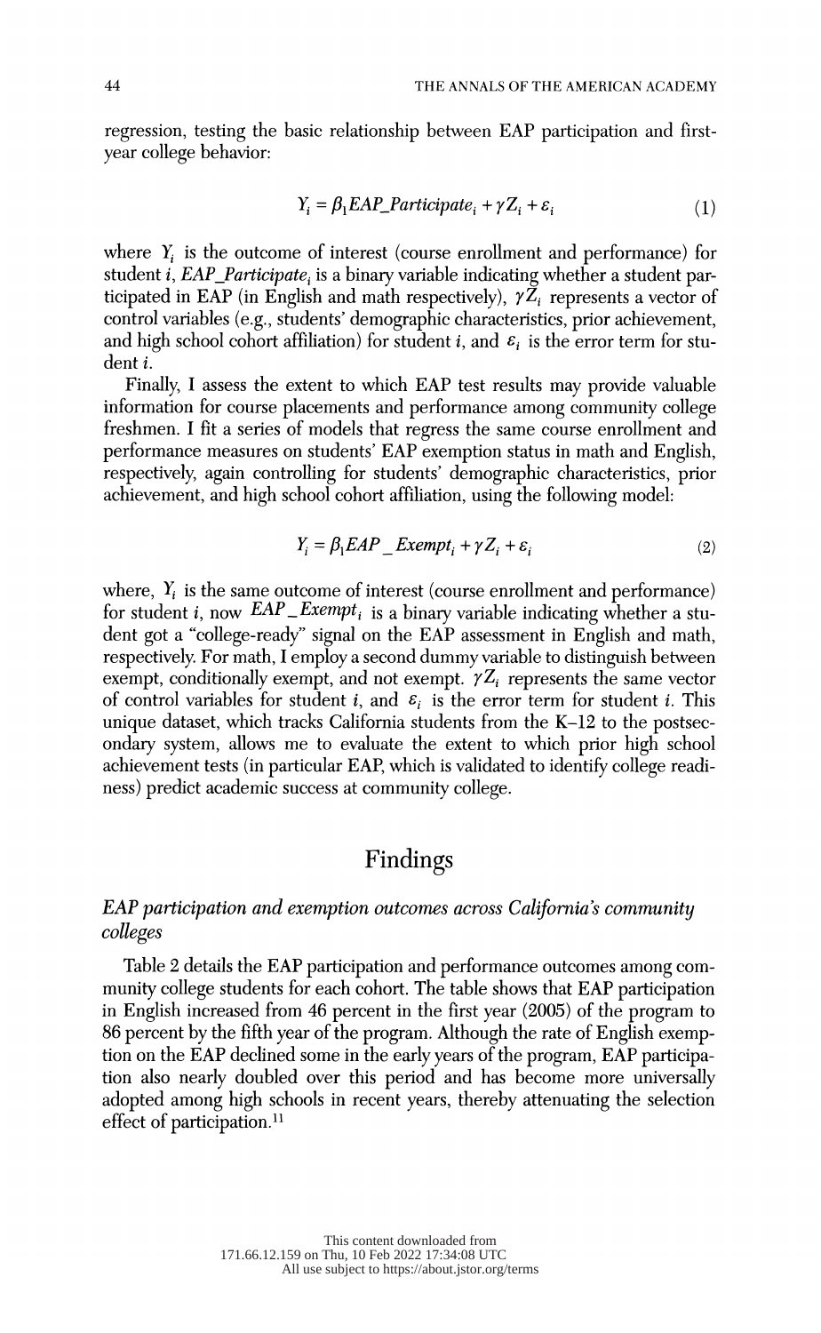regression, testing the basic relationship between EAP participation and first-year college behavior:

$$Y_i = \beta_1 EAP\_Participate_i + \gamma Z_i + \varepsilon_i \tag{1}$$

where $Y_i$ is the outcome of interest (course enrollment and performance) for student $i$, $EAP\_Participate_i$ is a binary variable indicating whether a student participated in EAP (in English and math respectively), $\gamma Z_i$ represents a vector of control variables (e.g., students' demographic characteristics, prior achievement, and high school cohort affiliation) for student $i$, and $\varepsilon_i$ is the error term for student $i$.

Finally, I assess the extent to which EAP test results may provide valuable information for course placements and performance among community college freshmen. I fit a series of models that regress the same course enrollment and performance measures on students' EAP exemption status in math and English, respectively, again controlling for students' demographic characteristics, prior achievement, and high school cohort affiliation, using the following model:

$$Y_i = \beta_1 EAP\_Exempt_i + \gamma Z_i + \varepsilon_i \tag{2}$$

where, $Y_i$ is the same outcome of interest (course enrollment and performance) for student $i$, now $EAP\_Exempt_i$ is a binary variable indicating whether a student got a "college-ready" signal on the EAP assessment in English and math, respectively. For math, I employ a second dummy variable to distinguish between exempt, conditionally exempt, and not exempt. $\gamma Z_i$ represents the same vector of control variables for student $i$, and $\varepsilon_i$ is the error term for student $i$. This unique dataset, which tracks California students from the K–12 to the postsecondary system, allows me to evaluate the extent to which prior high school achievement tests (in particular EAP, which is validated to identify college readiness) predict academic success at community college.

## Findings

### *EAP participation and exemption outcomes across California's community colleges*

Table 2 details the EAP participation and performance outcomes among community college students for each cohort. The table shows that EAP participation in English increased from 46 percent in the first year (2005) of the program to 86 percent by the fifth year of the program. Although the rate of English exemption on the EAP declined some in the early years of the program, EAP participation also nearly doubled over this period and has become more universally adopted among high schools in recent years, thereby attenuating the selection effect of participation.[11]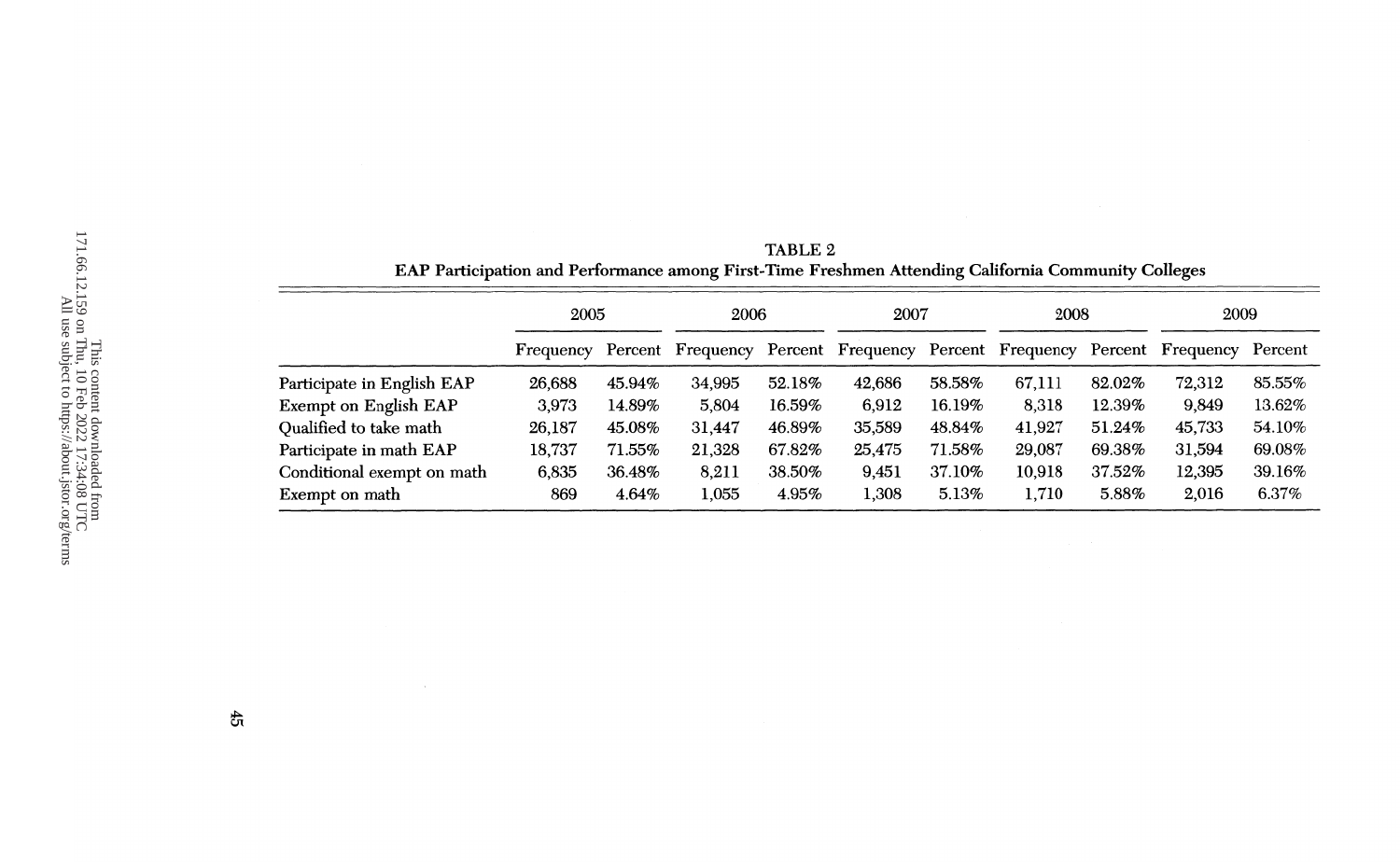TABLE 2

EAP Participation and Performance among First-Time Freshmen Attending California Community Colleges

| | 2005 | | 2006 | | 2007 | | 2008 | | 2009 | |
|---|---|---|---|---|---|---|---|---|---|---|
| | Frequency | Percent | Frequency | Percent | Frequency | Percent | Frequency | Percent | Frequency | Percent |
| Participate in English EAP | 26,688 | 45.94% | 34,995 | 52.18% | 42,686 | 58.58% | 67,111 | 82.02% | 72,312 | 85.55% |
| Exempt on English EAP | 3,973 | 14.89% | 5,804 | 16.59% | 6,912 | 16.19% | 8,318 | 12.39% | 9,849 | 13.62% |
| Qualified to take math | 26,187 | 45.08% | 31,447 | 46.89% | 35,589 | 48.84% | 41,927 | 51.24% | 45,733 | 54.10% |
| Participate in math EAP | 18,737 | 71.55% | 21,328 | 67.82% | 25,475 | 71.58% | 29,087 | 69.38% | 31,594 | 69.08% |
| Conditional exempt on math | 6,835 | 36.48% | 8,211 | 38.50% | 9,451 | 37.10% | 10,918 | 37.52% | 12,395 | 39.16% |
| Exempt on math | 869 | 4.64% | 1,055 | 4.95% | 1,308 | 5.13% | 1,710 | 5.88% | 2,016 | 6.37% |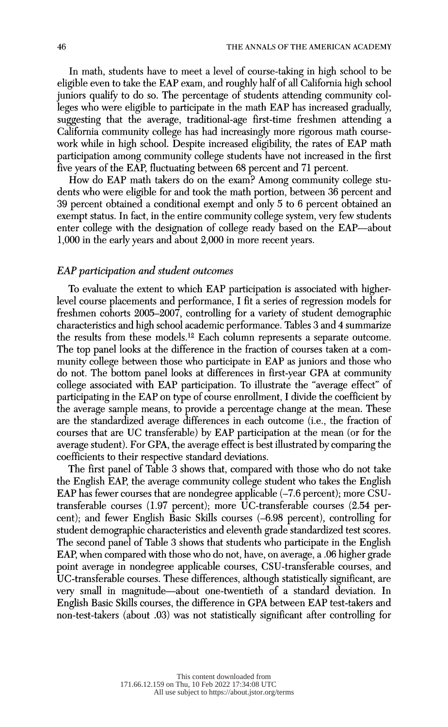In math, students have to meet a level of course-taking in high school to be eligible even to take the EAP exam, and roughly half of all California high school juniors qualify to do so. The percentage of students attending community colleges who were eligible to participate in the math EAP has increased gradually, suggesting that the average, traditional-age first-time freshmen attending a California community college has had increasingly more rigorous math coursework while in high school. Despite increased eligibility, the rates of EAP math participation among community college students have not increased in the first five years of the EAP, fluctuating between 68 percent and 71 percent.

How do EAP math takers do on the exam? Among community college students who were eligible for and took the math portion, between 36 percent and 39 percent obtained a conditional exempt and only 5 to 6 percent obtained an exempt status. In fact, in the entire community college system, very few students enter college with the designation of college ready based on the EAP—about 1,000 in the early years and about 2,000 in more recent years.

### *EAP participation and student outcomes*

To evaluate the extent to which EAP participation is associated with higher-level course placements and performance, I fit a series of regression models for freshmen cohorts 2005–2007, controlling for a variety of student demographic characteristics and high school academic performance. Tables 3 and 4 summarize the results from these models.[12] Each column represents a separate outcome. The top panel looks at the difference in the fraction of courses taken at a community college between those who participate in EAP as juniors and those who do not. The bottom panel looks at differences in first-year GPA at community college associated with EAP participation. To illustrate the "average effect" of participating in the EAP on type of course enrollment, I divide the coefficient by the average sample means, to provide a percentage change at the mean. These are the standardized average differences in each outcome (i.e., the fraction of courses that are UC transferable) by EAP participation at the mean (or for the average student). For GPA, the average effect is best illustrated by comparing the coefficients to their respective standard deviations.

The first panel of Table 3 shows that, compared with those who do not take the English EAP, the average community college student who takes the English EAP has fewer courses that are nondegree applicable (–7.6 percent); more CSU-transferable courses (1.97 percent); more UC-transferable courses (2.54 percent); and fewer English Basic Skills courses (–6.98 percent), controlling for student demographic characteristics and eleventh grade standardized test scores. The second panel of Table 3 shows that students who participate in the English EAP, when compared with those who do not, have, on average, a .06 higher grade point average in nondegree applicable courses, CSU-transferable courses, and UC-transferable courses. These differences, although statistically significant, are very small in magnitude—about one-twentieth of a standard deviation. In English Basic Skills courses, the difference in GPA between EAP test-takers and non-test-takers (about .03) was not statistically significant after controlling for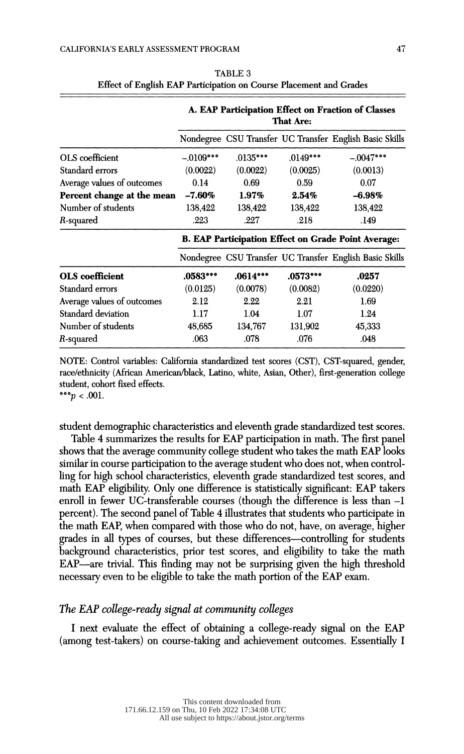TABLE 3
Effect of English EAP Participation on Course Placement and Grades

| | A. EAP Participation Effect on Fraction of Classes That Are: | | | |
|---|---|---|---|---|
| | Nondegree | CSU Transfer | UC Transfer | English Basic Skills |
| OLS coefficient | −.0109*** | .0135*** | .0149*** | −.0047*** |
| Standard errors | (0.0022) | (0.0022) | (0.0025) | (0.0013) |
| Average values of outcomes | 0.14 | 0.69 | 0.59 | 0.07 |
| **Percent change at the mean** | **−7.60%** | **1.97%** | **2.54%** | **−6.98%** |
| Number of students | 138,422 | 138,422 | 138,422 | 138,422 |
| $R$-squared | .223 | .227 | .218 | .149 |
| | **B. EAP Participation Effect on Grade Point Average:** | | | |
| | Nondegree | CSU Transfer | UC Transfer | English Basic Skills |
| **OLS coefficient** | **.0583*** ** | **.0614*** ** | **.0573*** ** | **.0257** |
| Standard errors | (0.0125) | (0.0078) | (0.0082) | (0.0220) |
| Average values of outcomes | 2.12 | 2.22 | 2.21 | 1.69 |
| Standard deviation | 1.17 | 1.04 | 1.07 | 1.24 |
| Number of students | 48,685 | 134,767 | 131,902 | 45,333 |
| $R$-squared | .063 | .078 | .076 | .048 |

NOTE: Control variables: California standardized test scores (CST), CST-squared, gender, race/ethnicity (African American/black, Latino, white, Asian, Other), first-generation college student, cohort fixed effects.
***$p < .001$.

student demographic characteristics and eleventh grade standardized test scores.

Table 4 summarizes the results for EAP participation in math. The first panel shows that the average community college student who takes the math EAP looks similar in course participation to the average student who does not, when controlling for high school characteristics, eleventh grade standardized test scores, and math EAP eligibility. Only one difference is statistically significant: EAP takers enroll in fewer UC-transferable courses (though the difference is less than −1 percent). The second panel of Table 4 illustrates that students who participate in the math EAP, when compared with those who do not, have, on average, higher grades in all types of courses, but these differences—controlling for students background characteristics, prior test scores, and eligibility to take the math EAP—are trivial. This finding may not be surprising given the high threshold necessary even to be eligible to take the math portion of the EAP exam.

### *The EAP college-ready signal at community colleges*

I next evaluate the effect of obtaining a college-ready signal on the EAP (among test-takers) on course-taking and achievement outcomes. Essentially I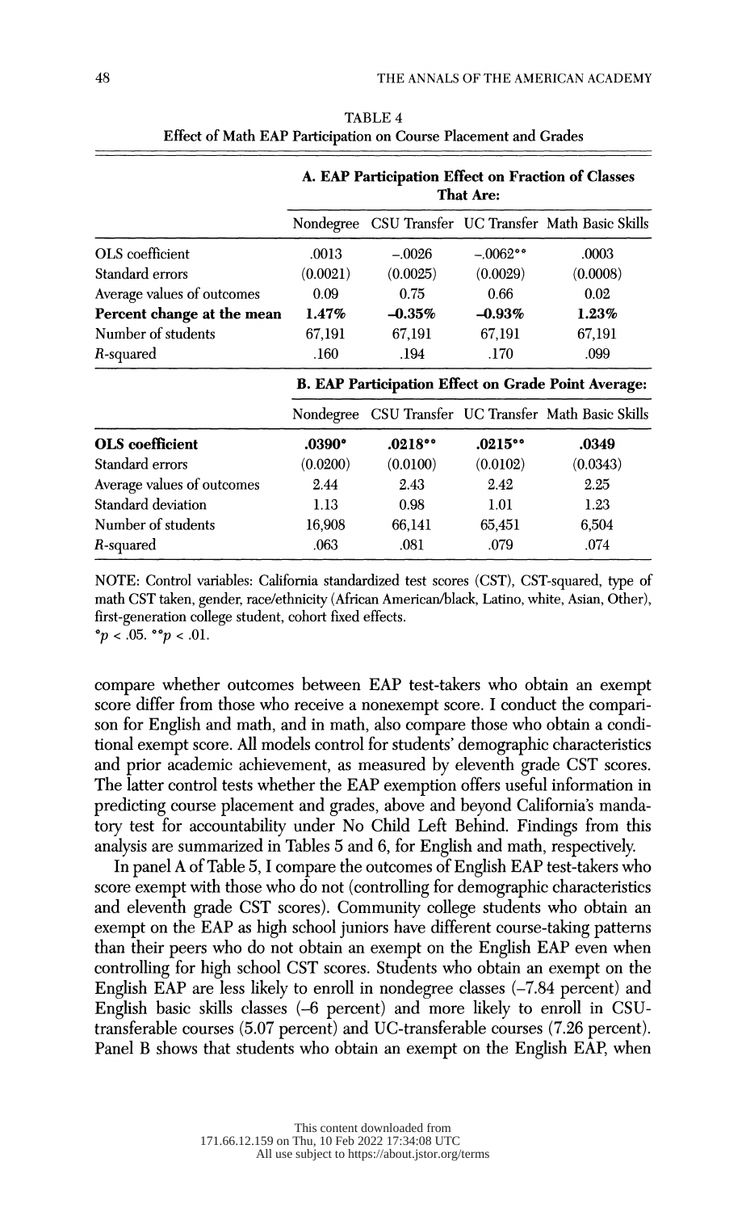TABLE 4
Effect of Math EAP Participation on Course Placement and Grades

| | A. EAP Participation Effect on Fraction of Classes That Are: | | | |
|---|---|---|---|---|
| | Nondegree | CSU Transfer | UC Transfer | Math Basic Skills |
| OLS coefficient | .0013 | −.0026 | −.0062** | .0003 |
| Standard errors | (0.0021) | (0.0025) | (0.0029) | (0.0008) |
| Average values of outcomes | 0.09 | 0.75 | 0.66 | 0.02 |
| **Percent change at the mean** | **1.47%** | **−0.35%** | **−0.93%** | **1.23%** |
| Number of students | 67,191 | 67,191 | 67,191 | 67,191 |
| $R$-squared | .160 | .194 | .170 | .099 |
| | **B. EAP Participation Effect on Grade Point Average:** | | | |
| | Nondegree | CSU Transfer | UC Transfer | Math Basic Skills |
| **OLS coefficient** | **.0390*** | **.0218**** | **.0215**** | **.0349** |
| Standard errors | (0.0200) | (0.0100) | (0.0102) | (0.0343) |
| Average values of outcomes | 2.44 | 2.43 | 2.42 | 2.25 |
| Standard deviation | 1.13 | 0.98 | 1.01 | 1.23 |
| Number of students | 16,908 | 66,141 | 65,451 | 6,504 |
| $R$-squared | .063 | .081 | .079 | .074 |

NOTE: Control variables: California standardized test scores (CST), CST-squared, type of math CST taken, gender, race/ethnicity (African American/black, Latino, white, Asian, Other), first-generation college student, cohort fixed effects.
*$p < .05$. **$p < .01$.

compare whether outcomes between EAP test-takers who obtain an exempt score differ from those who receive a nonexempt score. I conduct the comparison for English and math, and in math, also compare those who obtain a conditional exempt score. All models control for students' demographic characteristics and prior academic achievement, as measured by eleventh grade CST scores. The latter control tests whether the EAP exemption offers useful information in predicting course placement and grades, above and beyond California's mandatory test for accountability under No Child Left Behind. Findings from this analysis are summarized in Tables 5 and 6, for English and math, respectively.

In panel A of Table 5, I compare the outcomes of English EAP test-takers who score exempt with those who do not (controlling for demographic characteristics and eleventh grade CST scores). Community college students who obtain an exempt on the EAP as high school juniors have different course-taking patterns than their peers who do not obtain an exempt on the English EAP even when controlling for high school CST scores. Students who obtain an exempt on the English EAP are less likely to enroll in nondegree classes (–7.84 percent) and English basic skills classes (–6 percent) and more likely to enroll in CSU-transferable courses (5.07 percent) and UC-transferable courses (7.26 percent). Panel B shows that students who obtain an exempt on the English EAP, when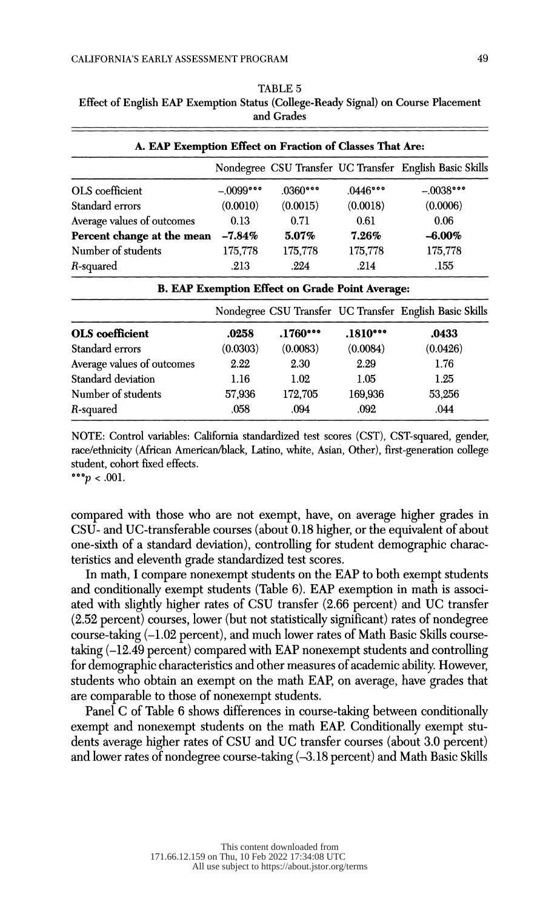TABLE 5
Effect of English EAP Exemption Status (College-Ready Signal) on Course Placement and Grades

| **A. EAP Exemption Effect on Fraction of Classes That Are:** | | | | |
|---|---|---|---|---|
| | Nondegree | CSU Transfer | UC Transfer | English Basic Skills |
| OLS coefficient | –.0099*** | .0360*** | .0446*** | –.0038*** |
| Standard errors | (0.0010) | (0.0015) | (0.0018) | (0.0006) |
| Average values of outcomes | 0.13 | 0.71 | 0.61 | 0.06 |
| **Percent change at the mean** | **–7.84%** | **5.07%** | **7.26%** | **–6.00%** |
| Number of students | 175,778 | 175,778 | 175,778 | 175,778 |
| $R$-squared | .213 | .224 | .214 | .155 |

| **B. EAP Exemption Effect on Grade Point Average:** | | | | |
|---|---|---|---|---|
| | Nondegree | CSU Transfer | UC Transfer | English Basic Skills |
| **OLS coefficient** | **.0258** | **.1760*** ** | **.1810*** ** | **.0433** |
| Standard errors | (0.0303) | (0.0083) | (0.0084) | (0.0426) |
| Average values of outcomes | 2.22 | 2.30 | 2.29 | 1.76 |
| Standard deviation | 1.16 | 1.02 | 1.05 | 1.25 |
| Number of students | 57,936 | 172,705 | 169,936 | 53,256 |
| $R$-squared | .058 | .094 | .092 | .044 |

NOTE: Control variables: California standardized test scores (CST), CST-squared, gender, race/ethnicity (African American/black, Latino, white, Asian, Other), first-generation college student, cohort fixed effects.
***$p < .001$.

compared with those who are not exempt, have, on average higher grades in CSU- and UC-transferable courses (about 0.18 higher, or the equivalent of about one-sixth of a standard deviation), controlling for student demographic characteristics and eleventh grade standardized test scores.

In math, I compare nonexempt students on the EAP to both exempt students and conditionally exempt students (Table 6). EAP exemption in math is associated with slightly higher rates of CSU transfer (2.66 percent) and UC transfer (2.52 percent) courses, lower (but not statistically significant) rates of nondegree course-taking (–1.02 percent), and much lower rates of Math Basic Skills course-taking (–12.49 percent) compared with EAP nonexempt students and controlling for demographic characteristics and other measures of academic ability. However, students who obtain an exempt on the math EAP, on average, have grades that are comparable to those of nonexempt students.

Panel C of Table 6 shows differences in course-taking between conditionally exempt and nonexempt students on the math EAP. Conditionally exempt students average higher rates of CSU and UC transfer courses (about 3.0 percent) and lower rates of nondegree course-taking (–3.18 percent) and Math Basic Skills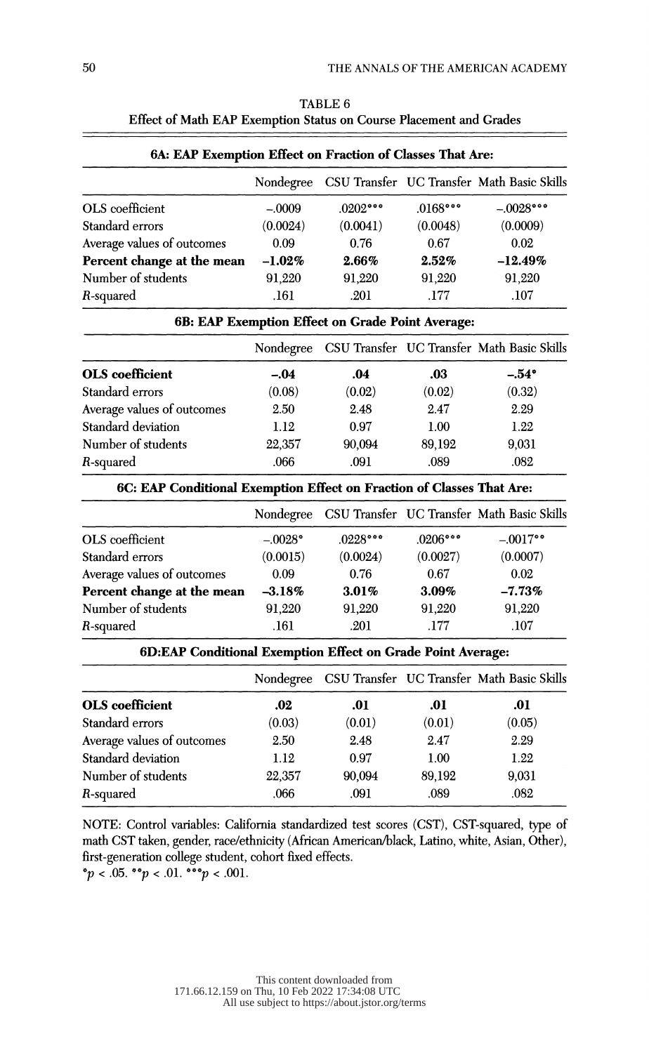TABLE 6
Effect of Math EAP Exemption Status on Course Placement and Grades

| 6A: EAP Exemption Effect on Fraction of Classes That Are: | | | | |
|---|---|---|---|---|
| | Nondegree | CSU Transfer | UC Transfer | Math Basic Skills |
| OLS coefficient | –.0009 | .0202*** | .0168*** | –.0028*** |
| Standard errors | (0.0024) | (0.0041) | (0.0048) | (0.0009) |
| Average values of outcomes | 0.09 | 0.76 | 0.67 | 0.02 |
| **Percent change at the mean** | **–1.02%** | **2.66%** | **2.52%** | **–12.49%** |
| Number of students | 91,220 | 91,220 | 91,220 | 91,220 |
| $R$-squared | .161 | .201 | .177 | .107 |

| 6B: EAP Exemption Effect on Grade Point Average: | | | | |
|---|---|---|---|---|
| | Nondegree | CSU Transfer | UC Transfer | Math Basic Skills |
| **OLS coefficient** | **–.04** | **.04** | **.03** | **–.54*** |
| Standard errors | (0.08) | (0.02) | (0.02) | (0.32) |
| Average values of outcomes | 2.50 | 2.48 | 2.47 | 2.29 |
| Standard deviation | 1.12 | 0.97 | 1.00 | 1.22 |
| Number of students | 22,357 | 90,094 | 89,192 | 9,031 |
| $R$-squared | .066 | .091 | .089 | .082 |

| 6C: EAP Conditional Exemption Effect on Fraction of Classes That Are: | | | | |
|---|---|---|---|---|
| | Nondegree | CSU Transfer | UC Transfer | Math Basic Skills |
| OLS coefficient | –.0028* | .0228*** | .0206*** | –.0017** |
| Standard errors | (0.0015) | (0.0024) | (0.0027) | (0.0007) |
| Average values of outcomes | 0.09 | 0.76 | 0.67 | 0.02 |
| **Percent change at the mean** | **–3.18%** | **3.01%** | **3.09%** | **–7.73%** |
| Number of students | 91,220 | 91,220 | 91,220 | 91,220 |
| $R$-squared | .161 | .201 | .177 | .107 |

| 6D: EAP Conditional Exemption Effect on Grade Point Average: | | | | |
|---|---|---|---|---|
| | Nondegree | CSU Transfer | UC Transfer | Math Basic Skills |
| **OLS coefficient** | **.02** | **.01** | **.01** | **.01** |
| Standard errors | (0.03) | (0.01) | (0.01) | (0.05) |
| Average values of outcomes | 2.50 | 2.48 | 2.47 | 2.29 |
| Standard deviation | 1.12 | 0.97 | 1.00 | 1.22 |
| Number of students | 22,357 | 90,094 | 89,192 | 9,031 |
| $R$-squared | .066 | .091 | .089 | .082 |

NOTE: Control variables: California standardized test scores (CST), CST-squared, type of math CST taken, gender, race/ethnicity (African American/black, Latino, white, Asian, Other), first-generation college student, cohort fixed effects.
*$p < .05$. **$p < .01$. ***$p < .001$.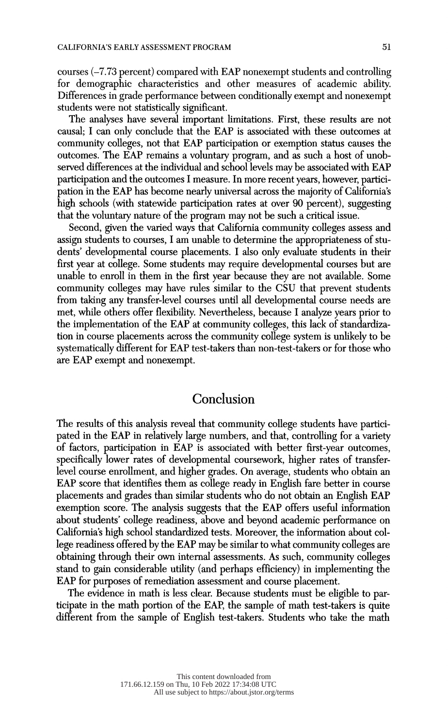courses (–7.73 percent) compared with EAP nonexempt students and controlling for demographic characteristics and other measures of academic ability. Differences in grade performance between conditionally exempt and nonexempt students were not statistically significant.

The analyses have several important limitations. First, these results are not causal; I can only conclude that the EAP is associated with these outcomes at community colleges, not that EAP participation or exemption status causes the outcomes. The EAP remains a voluntary program, and as such a host of unobserved differences at the individual and school levels may be associated with EAP participation and the outcomes I measure. In more recent years, however, participation in the EAP has become nearly universal across the majority of California's high schools (with statewide participation rates at over 90 percent), suggesting that the voluntary nature of the program may not be such a critical issue.

Second, given the varied ways that California community colleges assess and assign students to courses, I am unable to determine the appropriateness of students' developmental course placements. I also only evaluate students in their first year at college. Some students may require developmental courses but are unable to enroll in them in the first year because they are not available. Some community colleges may have rules similar to the CSU that prevent students from taking any transfer-level courses until all developmental course needs are met, while others offer flexibility. Nevertheless, because I analyze years prior to the implementation of the EAP at community colleges, this lack of standardization in course placements across the community college system is unlikely to be systematically different for EAP test-takers than non-test-takers or for those who are EAP exempt and nonexempt.

## Conclusion

The results of this analysis reveal that community college students have participated in the EAP in relatively large numbers, and that, controlling for a variety of factors, participation in EAP is associated with better first-year outcomes, specifically lower rates of developmental coursework, higher rates of transfer-level course enrollment, and higher grades. On average, students who obtain an EAP score that identifies them as college ready in English fare better in course placements and grades than similar students who do not obtain an English EAP exemption score. The analysis suggests that the EAP offers useful information about students' college readiness, above and beyond academic performance on California's high school standardized tests. Moreover, the information about college readiness offered by the EAP may be similar to what community colleges are obtaining through their own internal assessments. As such, community colleges stand to gain considerable utility (and perhaps efficiency) in implementing the EAP for purposes of remediation assessment and course placement.

The evidence in math is less clear. Because students must be eligible to participate in the math portion of the EAP, the sample of math test-takers is quite different from the sample of English test-takers. Students who take the math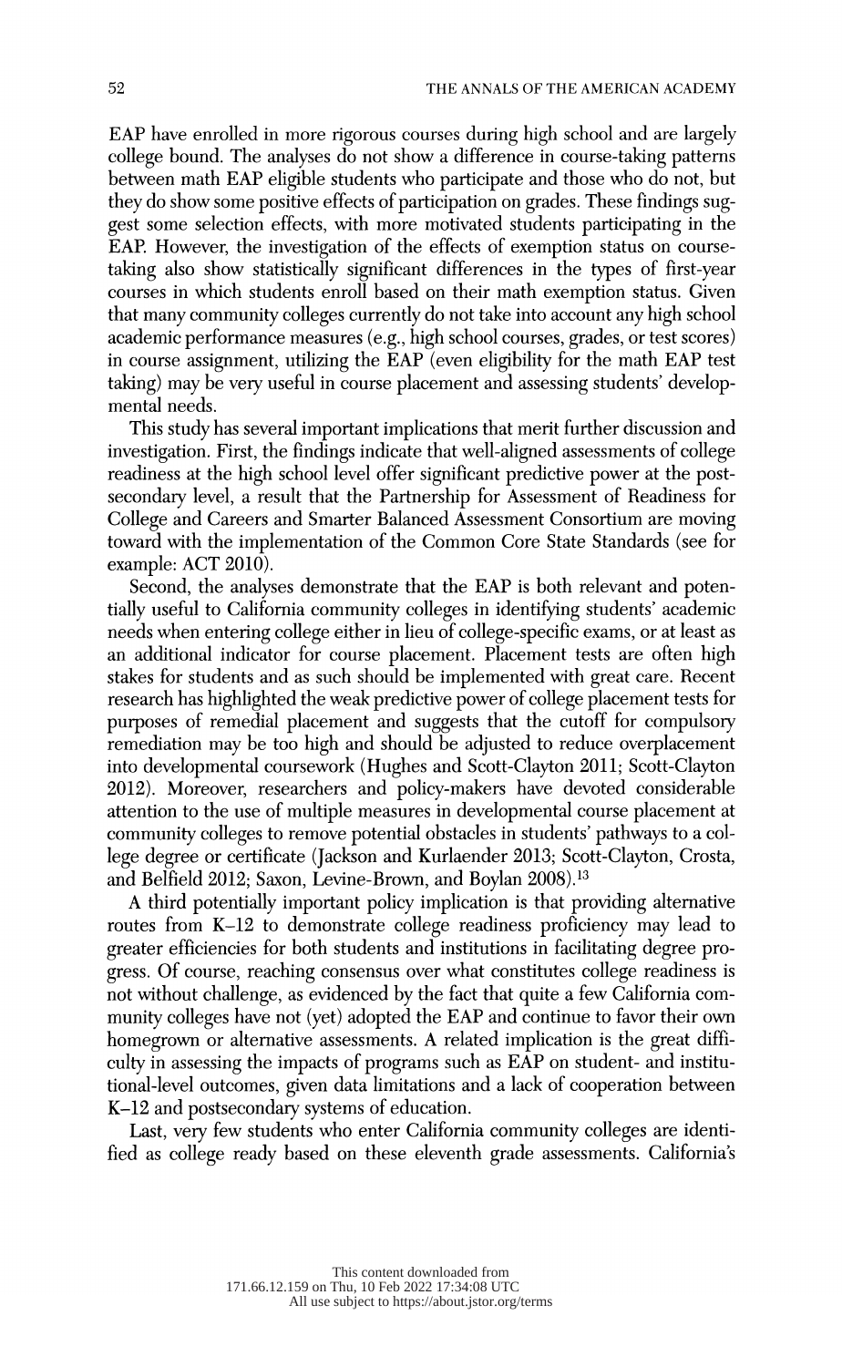EAP have enrolled in more rigorous courses during high school and are largely college bound. The analyses do not show a difference in course-taking patterns between math EAP eligible students who participate and those who do not, but they do show some positive effects of participation on grades. These findings suggest some selection effects, with more motivated students participating in the EAP. However, the investigation of the effects of exemption status on course-taking also show statistically significant differences in the types of first-year courses in which students enroll based on their math exemption status. Given that many community colleges currently do not take into account any high school academic performance measures (e.g., high school courses, grades, or test scores) in course assignment, utilizing the EAP (even eligibility for the math EAP test taking) may be very useful in course placement and assessing students' developmental needs.

This study has several important implications that merit further discussion and investigation. First, the findings indicate that well-aligned assessments of college readiness at the high school level offer significant predictive power at the postsecondary level, a result that the Partnership for Assessment of Readiness for College and Careers and Smarter Balanced Assessment Consortium are moving toward with the implementation of the Common Core State Standards (see for example: ACT 2010).

Second, the analyses demonstrate that the EAP is both relevant and potentially useful to California community colleges in identifying students' academic needs when entering college either in lieu of college-specific exams, or at least as an additional indicator for course placement. Placement tests are often high stakes for students and as such should be implemented with great care. Recent research has highlighted the weak predictive power of college placement tests for purposes of remedial placement and suggests that the cutoff for compulsory remediation may be too high and should be adjusted to reduce overplacement into developmental coursework (Hughes and Scott-Clayton 2011; Scott-Clayton 2012). Moreover, researchers and policy-makers have devoted considerable attention to the use of multiple measures in developmental course placement at community colleges to remove potential obstacles in students' pathways to a college degree or certificate (Jackson and Kurlaender 2013; Scott-Clayton, Crosta, and Belfield 2012; Saxon, Levine-Brown, and Boylan 2008).[13]

A third potentially important policy implication is that providing alternative routes from K–12 to demonstrate college readiness proficiency may lead to greater efficiencies for both students and institutions in facilitating degree progress. Of course, reaching consensus over what constitutes college readiness is not without challenge, as evidenced by the fact that quite a few California community colleges have not (yet) adopted the EAP and continue to favor their own homegrown or alternative assessments. A related implication is the great difficulty in assessing the impacts of programs such as EAP on student- and institutional-level outcomes, given data limitations and a lack of cooperation between K–12 and postsecondary systems of education.

Last, very few students who enter California community colleges are identified as college ready based on these eleventh grade assessments. California's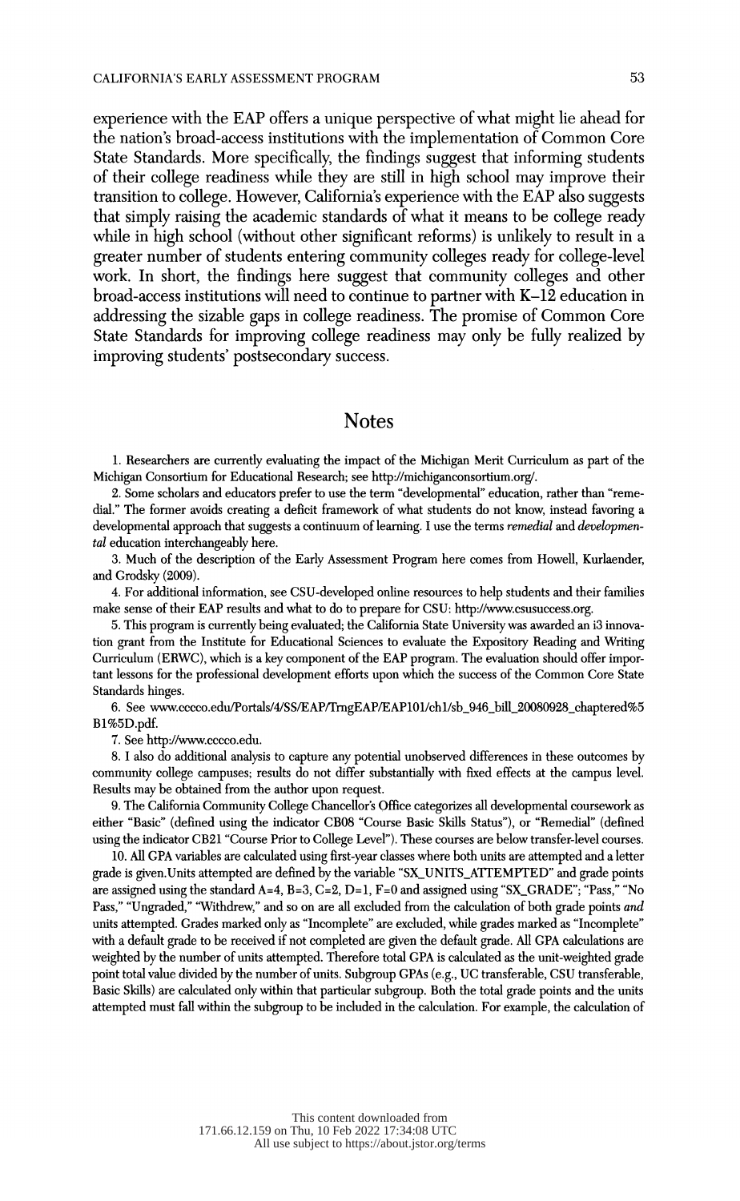experience with the EAP offers a unique perspective of what might lie ahead for the nation's broad-access institutions with the implementation of Common Core State Standards. More specifically, the findings suggest that informing students of their college readiness while they are still in high school may improve their transition to college. However, California's experience with the EAP also suggests that simply raising the academic standards of what it means to be college ready while in high school (without other significant reforms) is unlikely to result in a greater number of students entering community colleges ready for college-level work. In short, the findings here suggest that community colleges and other broad-access institutions will need to continue to partner with K–12 education in addressing the sizable gaps in college readiness. The promise of Common Core State Standards for improving college readiness may only be fully realized by improving students' postsecondary success.

## Notes

1. Researchers are currently evaluating the impact of the Michigan Merit Curriculum as part of the Michigan Consortium for Educational Research; see http://michiganconsortium.org/.

2. Some scholars and educators prefer to use the term "developmental" education, rather than "remedial." The former avoids creating a deficit framework of what students do not know, instead favoring a developmental approach that suggests a continuum of learning. I use the terms *remedial* and *developmental* education interchangeably here.

3. Much of the description of the Early Assessment Program here comes from Howell, Kurlaender, and Grodsky (2009).

4. For additional information, see CSU-developed online resources to help students and their families make sense of their EAP results and what to do to prepare for CSU: http://www.csusuccess.org.

5. This program is currently being evaluated; the California State University was awarded an i3 innovation grant from the Institute for Educational Sciences to evaluate the Expository Reading and Writing Curriculum (ERWC), which is a key component of the EAP program. The evaluation should offer important lessons for the professional development efforts upon which the success of the Common Core State Standards hinges.

6. See www.cccco.edu/Portals/4/SS/EAP/TrngEAP/EAP101/ch1/sb_946_bill_20080928_chaptered%5B1%5D.pdf.

7. See http://www.cccco.edu.

8. I also do additional analysis to capture any potential unobserved differences in these outcomes by community college campuses; results do not differ substantially with fixed effects at the campus level. Results may be obtained from the author upon request.

9. The California Community College Chancellor's Office categorizes all developmental coursework as either "Basic" (defined using the indicator CB08 "Course Basic Skills Status"), or "Remedial" (defined using the indicator CB21 "Course Prior to College Level"). These courses are below transfer-level courses.

10. All GPA variables are calculated using first-year classes where both units are attempted and a letter grade is given. Units attempted are defined by the variable "SX_UNITS_ATTEMPTED" and grade points are assigned using the standard A=4, B=3, C=2, D=1, F=0 and assigned using "SX_GRADE"; "Pass," "No Pass," "Ungraded," "Withdrew," and so on are all excluded from the calculation of both grade points *and* units attempted. Grades marked only as "Incomplete" are excluded, while grades marked as "Incomplete" with a default grade to be received if not completed are given the default grade. All GPA calculations are weighted by the number of units attempted. Therefore total GPA is calculated as the unit-weighted grade point total value divided by the number of units. Subgroup GPAs (e.g., UC transferable, CSU transferable, Basic Skills) are calculated only within that particular subgroup. Both the total grade points and the units attempted must fall within the subgroup to be included in the calculation. For example, the calculation of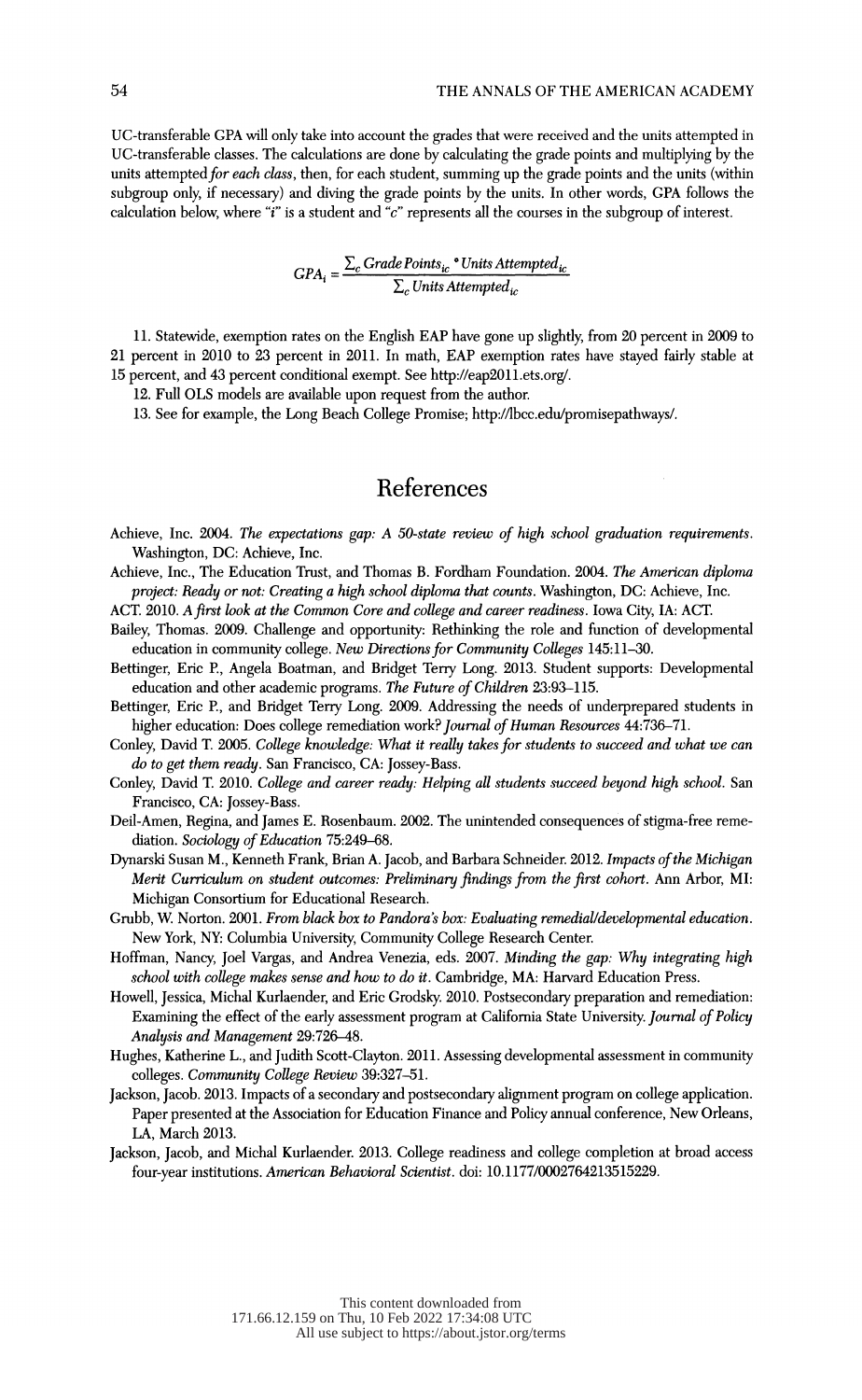UC-transferable GPA will only take into account the grades that were received and the units attempted in UC-transferable classes. The calculations are done by calculating the grade points and multiplying by the units attempted *for each class*, then, for each student, summing up the grade points and the units (within subgroup only, if necessary) and diving the grade points by the units. In other words, GPA follows the calculation below, where "*i*" is a student and "*c*" represents all the courses in the subgroup of interest.

$$GPA_i = \frac{\sum_c Grade\,Points_{ic} * Units\,Attempted_{ic}}{\sum_c Units\,Attempted_{ic}}$$

11. Statewide, exemption rates on the English EAP have gone up slightly, from 20 percent in 2009 to 21 percent in 2010 to 23 percent in 2011. In math, EAP exemption rates have stayed fairly stable at 15 percent, and 43 percent conditional exempt. See http://eap2011.ets.org/.

12. Full OLS models are available upon request from the author.

13. See for example, the Long Beach College Promise; http://lbcc.edu/promisepathways/.

# References

Achieve, Inc. 2004. *The expectations gap: A 50-state review of high school graduation requirements*. Washington, DC: Achieve, Inc.

Achieve, Inc., The Education Trust, and Thomas B. Fordham Foundation. 2004. *The American diploma project: Ready or not: Creating a high school diploma that counts*. Washington, DC: Achieve, Inc.

ACT. 2010. *A first look at the Common Core and college and career readiness*. Iowa City, IA: ACT.

Bailey, Thomas. 2009. Challenge and opportunity: Rethinking the role and function of developmental education in community college. *New Directions for Community Colleges* 145:11–30.

Bettinger, Eric P., Angela Boatman, and Bridget Terry Long. 2013. Student supports: Developmental education and other academic programs. *The Future of Children* 23:93–115.

Bettinger, Eric P., and Bridget Terry Long. 2009. Addressing the needs of underprepared students in higher education: Does college remediation work? *Journal of Human Resources* 44:736–71.

Conley, David T. 2005. *College knowledge: What it really takes for students to succeed and what we can do to get them ready*. San Francisco, CA: Jossey-Bass.

Conley, David T. 2010. *College and career ready: Helping all students succeed beyond high school*. San Francisco, CA: Jossey-Bass.

Deil-Amen, Regina, and James E. Rosenbaum. 2002. The unintended consequences of stigma-free remediation. *Sociology of Education* 75:249–68.

Dynarski Susan M., Kenneth Frank, Brian A. Jacob, and Barbara Schneider. 2012. *Impacts of the Michigan Merit Curriculum on student outcomes: Preliminary findings from the first cohort*. Ann Arbor, MI: Michigan Consortium for Educational Research.

Grubb, W. Norton. 2001. *From black box to Pandora's box: Evaluating remedial/developmental education*. New York, NY: Columbia University, Community College Research Center.

Hoffman, Nancy, Joel Vargas, and Andrea Venezia, eds. 2007. *Minding the gap: Why integrating high school with college makes sense and how to do it*. Cambridge, MA: Harvard Education Press.

Howell, Jessica, Michal Kurlaender, and Eric Grodsky. 2010. Postsecondary preparation and remediation: Examining the effect of the early assessment program at California State University. *Journal of Policy Analysis and Management* 29:726–48.

Hughes, Katherine L., and Judith Scott-Clayton. 2011. Assessing developmental assessment in community colleges. *Community College Review* 39:327–51.

Jackson, Jacob. 2013. Impacts of a secondary and postsecondary alignment program on college application. Paper presented at the Association for Education Finance and Policy annual conference, New Orleans, LA, March 2013.

Jackson, Jacob, and Michal Kurlaender. 2013. College readiness and college completion at broad access four-year institutions. *American Behavioral Scientist*. doi: 10.1177/0002764213515229.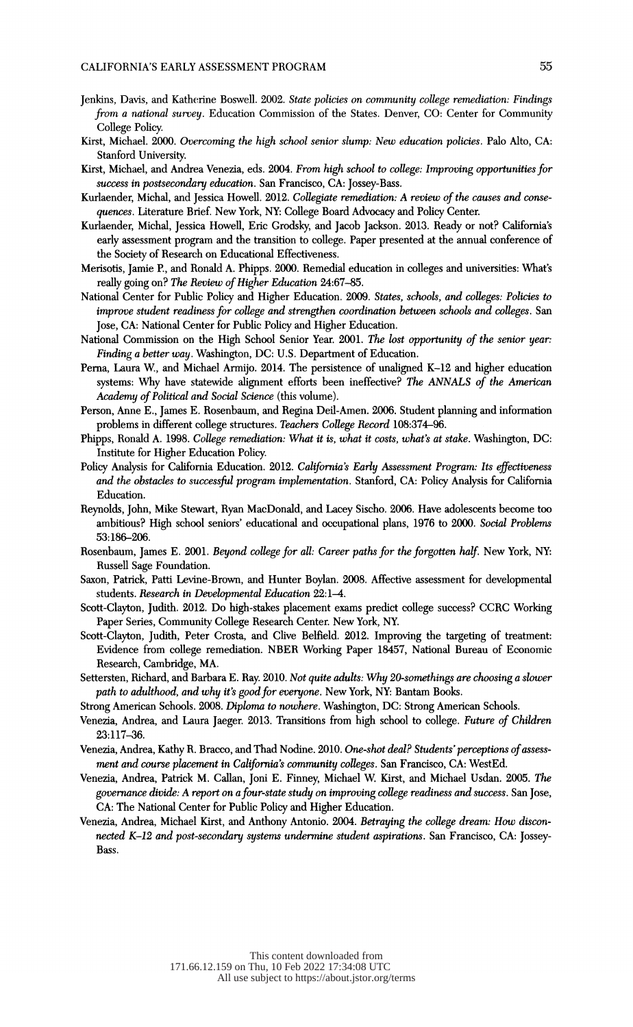Jenkins, Davis, and Katherine Boswell. 2002. *State policies on community college remediation: Findings from a national survey*. Education Commission of the States. Denver, CO: Center for Community College Policy.

Kirst, Michael. 2000. *Overcoming the high school senior slump: New education policies*. Palo Alto, CA: Stanford University.

Kirst, Michael, and Andrea Venezia, eds. 2004. *From high school to college: Improving opportunities for success in postsecondary education*. San Francisco, CA: Jossey-Bass.

Kurlaender, Michal, and Jessica Howell. 2012. *Collegiate remediation: A review of the causes and consequences*. Literature Brief. New York, NY: College Board Advocacy and Policy Center.

Kurlaender, Michal, Jessica Howell, Eric Grodsky, and Jacob Jackson. 2013. Ready or not? California's early assessment program and the transition to college. Paper presented at the annual conference of the Society of Research on Educational Effectiveness.

Merisotis, Jamie P., and Ronald A. Phipps. 2000. Remedial education in colleges and universities: What's really going on? *The Review of Higher Education* 24:67–85.

National Center for Public Policy and Higher Education. 2009. *States, schools, and colleges: Policies to improve student readiness for college and strengthen coordination between schools and colleges*. San Jose, CA: National Center for Public Policy and Higher Education.

National Commission on the High School Senior Year. 2001. *The lost opportunity of the senior year: Finding a better way*. Washington, DC: U.S. Department of Education.

Perna, Laura W., and Michael Armijo. 2014. The persistence of unaligned K–12 and higher education systems: Why have statewide alignment efforts been ineffective? *The ANNALS of the American Academy of Political and Social Science* (this volume).

Person, Anne E., James E. Rosenbaum, and Regina Deil-Amen. 2006. Student planning and information problems in different college structures. *Teachers College Record* 108:374–96.

Phipps, Ronald A. 1998. *College remediation: What it is, what it costs, what's at stake*. Washington, DC: Institute for Higher Education Policy.

Policy Analysis for California Education. 2012. *California's Early Assessment Program: Its effectiveness and the obstacles to successful program implementation*. Stanford, CA: Policy Analysis for California Education.

Reynolds, John, Mike Stewart, Ryan MacDonald, and Lacey Sischo. 2006. Have adolescents become too ambitious? High school seniors' educational and occupational plans, 1976 to 2000. *Social Problems* 53:186–206.

Rosenbaum, James E. 2001. *Beyond college for all: Career paths for the forgotten half*. New York, NY: Russell Sage Foundation.

Saxon, Patrick, Patti Levine-Brown, and Hunter Boylan. 2008. Affective assessment for developmental students. *Research in Developmental Education* 22:1–4.

Scott-Clayton, Judith. 2012. Do high-stakes placement exams predict college success? CCRC Working Paper Series, Community College Research Center. New York, NY.

Scott-Clayton, Judith, Peter Crosta, and Clive Belfield. 2012. Improving the targeting of treatment: Evidence from college remediation. NBER Working Paper 18457, National Bureau of Economic Research, Cambridge, MA.

Settersten, Richard, and Barbara E. Ray. 2010. *Not quite adults: Why 20-somethings are choosing a slower path to adulthood, and why it's good for everyone*. New York, NY: Bantam Books.

Strong American Schools. 2008. *Diploma to nowhere*. Washington, DC: Strong American Schools.

Venezia, Andrea, and Laura Jaeger. 2013. Transitions from high school to college. *Future of Children* 23:117–36.

Venezia, Andrea, Kathy R. Bracco, and Thad Nodine. 2010. *One-shot deal? Students' perceptions of assessment and course placement in California's community colleges*. San Francisco, CA: WestEd.

Venezia, Andrea, Patrick M. Callan, Joni E. Finney, Michael W. Kirst, and Michael Usdan. 2005. *The governance divide: A report on a four-state study on improving college readiness and success*. San Jose, CA: The National Center for Public Policy and Higher Education.

Venezia, Andrea, Michael Kirst, and Anthony Antonio. 2004. *Betraying the college dream: How disconnected K–12 and post-secondary systems undermine student aspirations*. San Francisco, CA: Jossey-Bass.